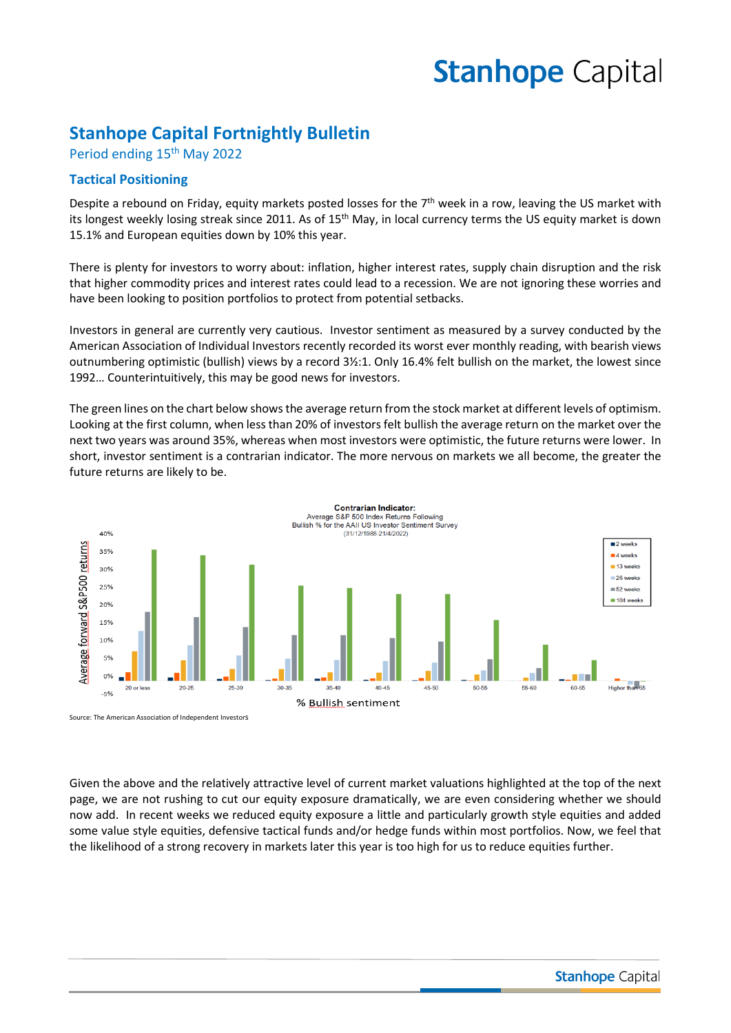# Stanhope Capital

## Stanhope Capital Fortnightly Bulletin

Period ending 15th May 2022

### Tactical Positioning

Despite a rebound on Friday, equity markets posted losses for the 7th week in a row, leaving the US market with its longest weekly losing streak since 2011. As of 15th May, in local currency terms the US equity market is down 15.1% and European equities down by 10% this year.

There is plenty for investors to worry about: inflation, higher interest rates, supply chain disruption and the risk that higher commodity prices and interest rates could lead to a recession. We are not ignoring these worries and have been looking to position portfolios to protect from potential setbacks.

Investors in general are currently very cautious. Investor sentiment as measured by a survey conducted by the American Association of Individual Investors recently recorded its worst ever monthly reading, with bearish views outnumbering optimistic (bullish) views by a record 3½:1. Only 16.4% felt bullish on the market, the lowest since 1992… Counterintuitively, this may be good news for investors.

The green lines on the chart below shows the average return from the stock market at different levels of optimism. Looking at the first column, when less than 20% of investors felt bullish the average return on the market over the next two years was around 35%, whereas when most investors were optimistic, the future returns were lower. In short, investor sentiment is a contrarian indicator. The more nervous on markets we all become, the greater the future returns are likely to be.

**Contrarian Indicator:**
Average S&P 500 Index Returns Following Bullish % for the AAII US Investor Sentiment Survey
(31/12/1988-21/4/2022)

Source: The American Association of Independent Investors

Given the above and the relatively attractive level of current market valuations highlighted at the top of the next page, we are not rushing to cut our equity exposure dramatically, we are even considering whether we should now add. In recent weeks we reduced equity exposure a little and particularly growth style equities and added some value style equities, defensive tactical funds and/or hedge funds within most portfolios. Now, we feel that the likelihood of a strong recovery in markets later this year is too high for us to reduce equities further.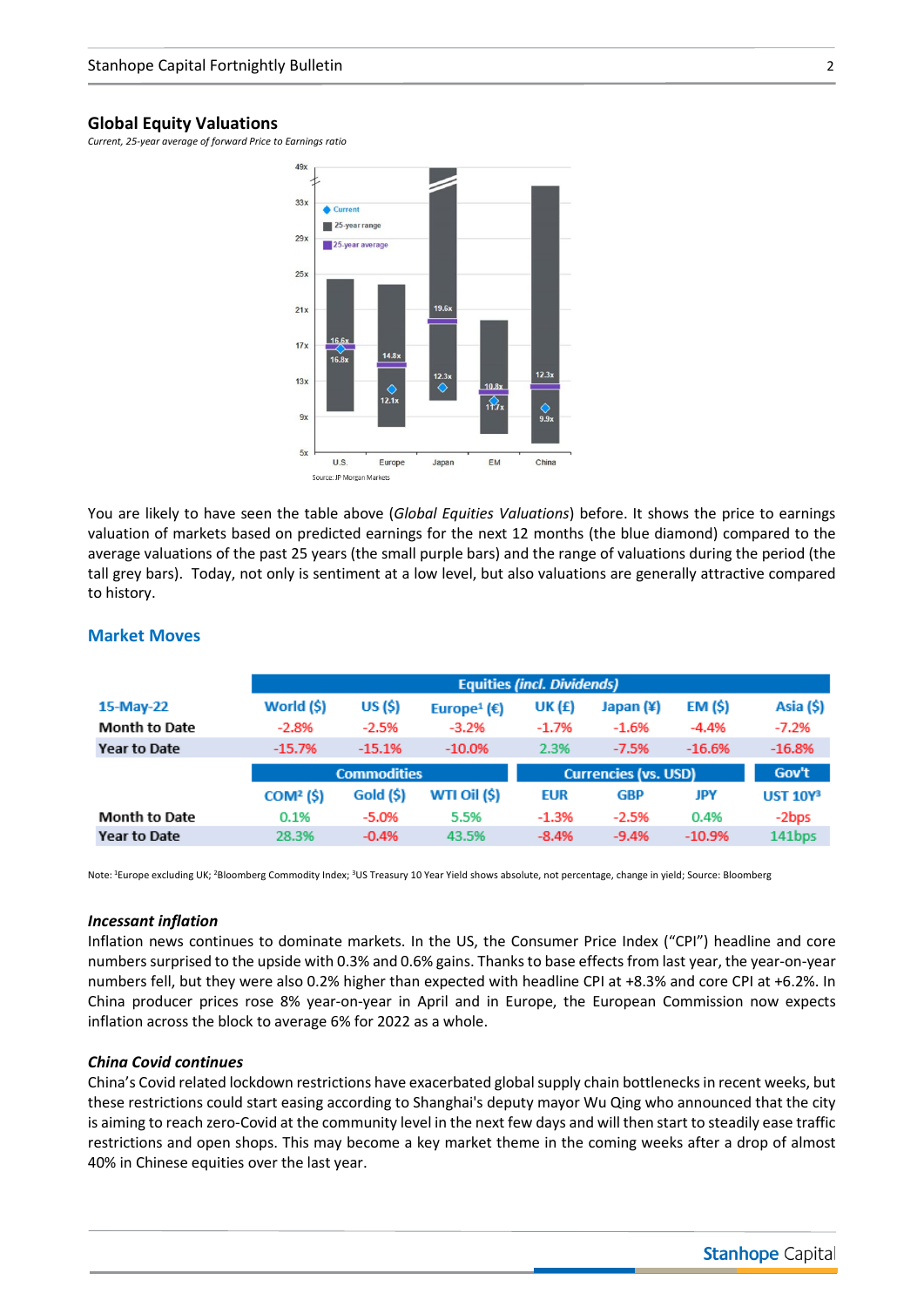## Global Equity Valuations

*Current, 25-year average of forward Price to Earnings ratio*

You are likely to have seen the table above (*Global Equities Valuations*) before. It shows the price to earnings valuation of markets based on predicted earnings for the next 12 months (the blue diamond) compared to the average valuations of the past 25 years (the small purple bars) and the range of valuations during the period (the tall grey bars). Today, not only is sentiment at a low level, but also valuations are generally attractive compared to history.

## Market Moves

| | Equities *(incl. Dividends)* | | | | | | |
|---|---|---|---|---|---|---|---|
| **15-May-22** | **World ($)** | **US ($)** | **Europe[1] (€)** | **UK (£)** | **Japan (¥)** | **EM ($)** | **Asia ($)** |
| **Month to Date** | -2.8% | -2.5% | -3.2% | -1.7% | -1.6% | -4.4% | -7.2% |
| **Year to Date** | -15.7% | -15.1% | -10.0% | 2.3% | -7.5% | -16.6% | -16.8% |
| | **Commodities** | | | **Currencies (vs. USD)** | | | **Gov't** |
| | **COM[2] ($)** | **Gold ($)** | **WTI Oil ($)** | **EUR** | **GBP** | **JPY** | **UST 10Y[3]** |
| **Month to Date** | 0.1% | -5.0% | 5.5% | -1.3% | -2.5% | 0.4% | -2bps |
| **Year to Date** | 28.3% | -0.4% | 43.5% | -8.4% | -9.4% | -10.9% | 141bps |

Note: [1]Europe excluding UK; [2]Bloomberg Commodity Index; [3]US Treasury 10 Year Yield shows absolute, not percentage, change in yield; Source: Bloomberg

### *Incessant inflation*

Inflation news continues to dominate markets. In the US, the Consumer Price Index ("CPI") headline and core numbers surprised to the upside with 0.3% and 0.6% gains. Thanks to base effects from last year, the year-on-year numbers fell, but they were also 0.2% higher than expected with headline CPI at +8.3% and core CPI at +6.2%. In China producer prices rose 8% year-on-year in April and in Europe, the European Commission now expects inflation across the block to average 6% for 2022 as a whole.

### *China Covid continues*

China's Covid related lockdown restrictions have exacerbated global supply chain bottlenecks in recent weeks, but these restrictions could start easing according to Shanghai's deputy mayor Wu Qing who announced that the city is aiming to reach zero-Covid at the community level in the next few days and will then start to steadily ease traffic restrictions and open shops. This may become a key market theme in the coming weeks after a drop of almost 40% in Chinese equities over the last year.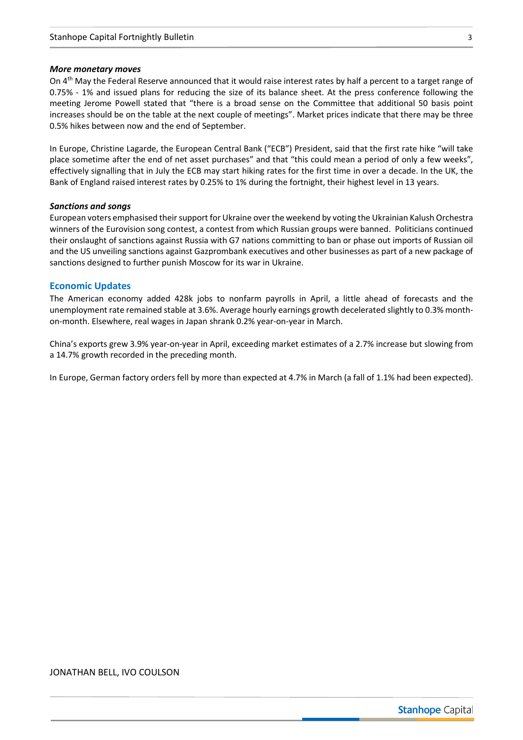***More monetary moves***

On 4th May the Federal Reserve announced that it would raise interest rates by half a percent to a target range of 0.75% - 1% and issued plans for reducing the size of its balance sheet. At the press conference following the meeting Jerome Powell stated that "there is a broad sense on the Committee that additional 50 basis point increases should be on the table at the next couple of meetings". Market prices indicate that there may be three 0.5% hikes between now and the end of September.

In Europe, Christine Lagarde, the European Central Bank ("ECB") President, said that the first rate hike "will take place sometime after the end of net asset purchases" and that "this could mean a period of only a few weeks", effectively signalling that in July the ECB may start hiking rates for the first time in over a decade. In the UK, the Bank of England raised interest rates by 0.25% to 1% during the fortnight, their highest level in 13 years.

***Sanctions and songs***

European voters emphasised their support for Ukraine over the weekend by voting the Ukrainian Kalush Orchestra winners of the Eurovision song contest, a contest from which Russian groups were banned. Politicians continued their onslaught of sanctions against Russia with G7 nations committing to ban or phase out imports of Russian oil and the US unveiling sanctions against Gazprombank executives and other businesses as part of a new package of sanctions designed to further punish Moscow for its war in Ukraine.

## Economic Updates

The American economy added 428k jobs to nonfarm payrolls in April, a little ahead of forecasts and the unemployment rate remained stable at 3.6%. Average hourly earnings growth decelerated slightly to 0.3% month-on-month. Elsewhere, real wages in Japan shrank 0.2% year-on-year in March.

China's exports grew 3.9% year-on-year in April, exceeding market estimates of a 2.7% increase but slowing from a 14.7% growth recorded in the preceding month.

In Europe, German factory orders fell by more than expected at 4.7% in March (a fall of 1.1% had been expected).

JONATHAN BELL, IVO COULSON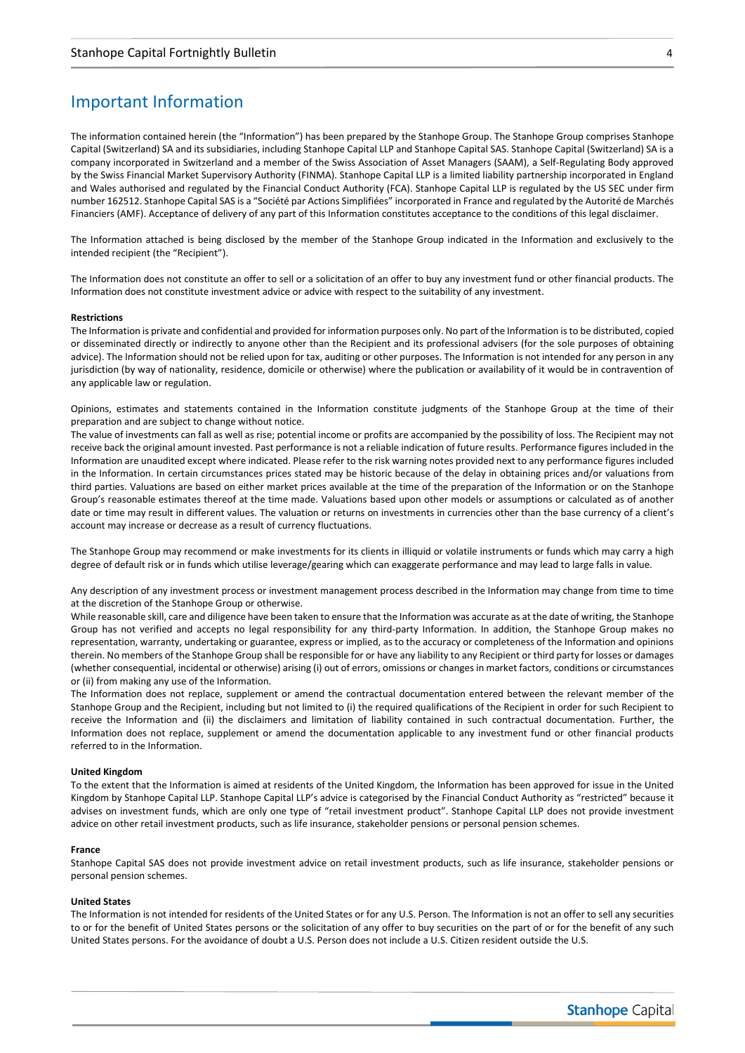# Important Information

The information contained herein (the "Information") has been prepared by the Stanhope Group. The Stanhope Group comprises Stanhope Capital (Switzerland) SA and its subsidiaries, including Stanhope Capital LLP and Stanhope Capital SAS. Stanhope Capital (Switzerland) SA is a company incorporated in Switzerland and a member of the Swiss Association of Asset Managers (SAAM), a Self-Regulating Body approved by the Swiss Financial Market Supervisory Authority (FINMA). Stanhope Capital LLP is a limited liability partnership incorporated in England and Wales authorised and regulated by the Financial Conduct Authority (FCA). Stanhope Capital LLP is regulated by the US SEC under firm number 162512. Stanhope Capital SAS is a "Société par Actions Simplifiées" incorporated in France and regulated by the Autorité de Marchés Financiers (AMF). Acceptance of delivery of any part of this Information constitutes acceptance to the conditions of this legal disclaimer.

The Information attached is being disclosed by the member of the Stanhope Group indicated in the Information and exclusively to the intended recipient (the "Recipient").

The Information does not constitute an offer to sell or a solicitation of an offer to buy any investment fund or other financial products. The Information does not constitute investment advice or advice with respect to the suitability of any investment.

**Restrictions**

The Information is private and confidential and provided for information purposes only. No part of the Information is to be distributed, copied or disseminated directly or indirectly to anyone other than the Recipient and its professional advisers (for the sole purposes of obtaining advice). The Information should not be relied upon for tax, auditing or other purposes. The Information is not intended for any person in any jurisdiction (by way of nationality, residence, domicile or otherwise) where the publication or availability of it would be in contravention of any applicable law or regulation.

Opinions, estimates and statements contained in the Information constitute judgments of the Stanhope Group at the time of their preparation and are subject to change without notice.

The value of investments can fall as well as rise; potential income or profits are accompanied by the possibility of loss. The Recipient may not receive back the original amount invested. Past performance is not a reliable indication of future results. Performance figures included in the Information are unaudited except where indicated. Please refer to the risk warning notes provided next to any performance figures included in the Information. In certain circumstances prices stated may be historic because of the delay in obtaining prices and/or valuations from third parties. Valuations are based on either market prices available at the time of the preparation of the Information or on the Stanhope Group's reasonable estimates thereof at the time made. Valuations based upon other models or assumptions or calculated as of another date or time may result in different values. The valuation or returns on investments in currencies other than the base currency of a client's account may increase or decrease as a result of currency fluctuations.

The Stanhope Group may recommend or make investments for its clients in illiquid or volatile instruments or funds which may carry a high degree of default risk or in funds which utilise leverage/gearing which can exaggerate performance and may lead to large falls in value.

Any description of any investment process or investment management process described in the Information may change from time to time at the discretion of the Stanhope Group or otherwise.

While reasonable skill, care and diligence have been taken to ensure that the Information was accurate as at the date of writing, the Stanhope Group has not verified and accepts no legal responsibility for any third-party Information. In addition, the Stanhope Group makes no representation, warranty, undertaking or guarantee, express or implied, as to the accuracy or completeness of the Information and opinions therein. No members of the Stanhope Group shall be responsible for or have any liability to any Recipient or third party for losses or damages (whether consequential, incidental or otherwise) arising (i) out of errors, omissions or changes in market factors, conditions or circumstances or (ii) from making any use of the Information.

The Information does not replace, supplement or amend the contractual documentation entered between the relevant member of the Stanhope Group and the Recipient, including but not limited to (i) the required qualifications of the Recipient in order for such Recipient to receive the Information and (ii) the disclaimers and limitation of liability contained in such contractual documentation. Further, the Information does not replace, supplement or amend the documentation applicable to any investment fund or other financial products referred to in the Information.

**United Kingdom**

To the extent that the Information is aimed at residents of the United Kingdom, the Information has been approved for issue in the United Kingdom by Stanhope Capital LLP. Stanhope Capital LLP's advice is categorised by the Financial Conduct Authority as "restricted" because it advises on investment funds, which are only one type of "retail investment product". Stanhope Capital LLP does not provide investment advice on other retail investment products, such as life insurance, stakeholder pensions or personal pension schemes.

**France**

Stanhope Capital SAS does not provide investment advice on retail investment products, such as life insurance, stakeholder pensions or personal pension schemes.

**United States**

The Information is not intended for residents of the United States or for any U.S. Person. The Information is not an offer to sell any securities to or for the benefit of United States persons or the solicitation of any offer to buy securities on the part of or for the benefit of any such United States persons. For the avoidance of doubt a U.S. Person does not include a U.S. Citizen resident outside the U.S.